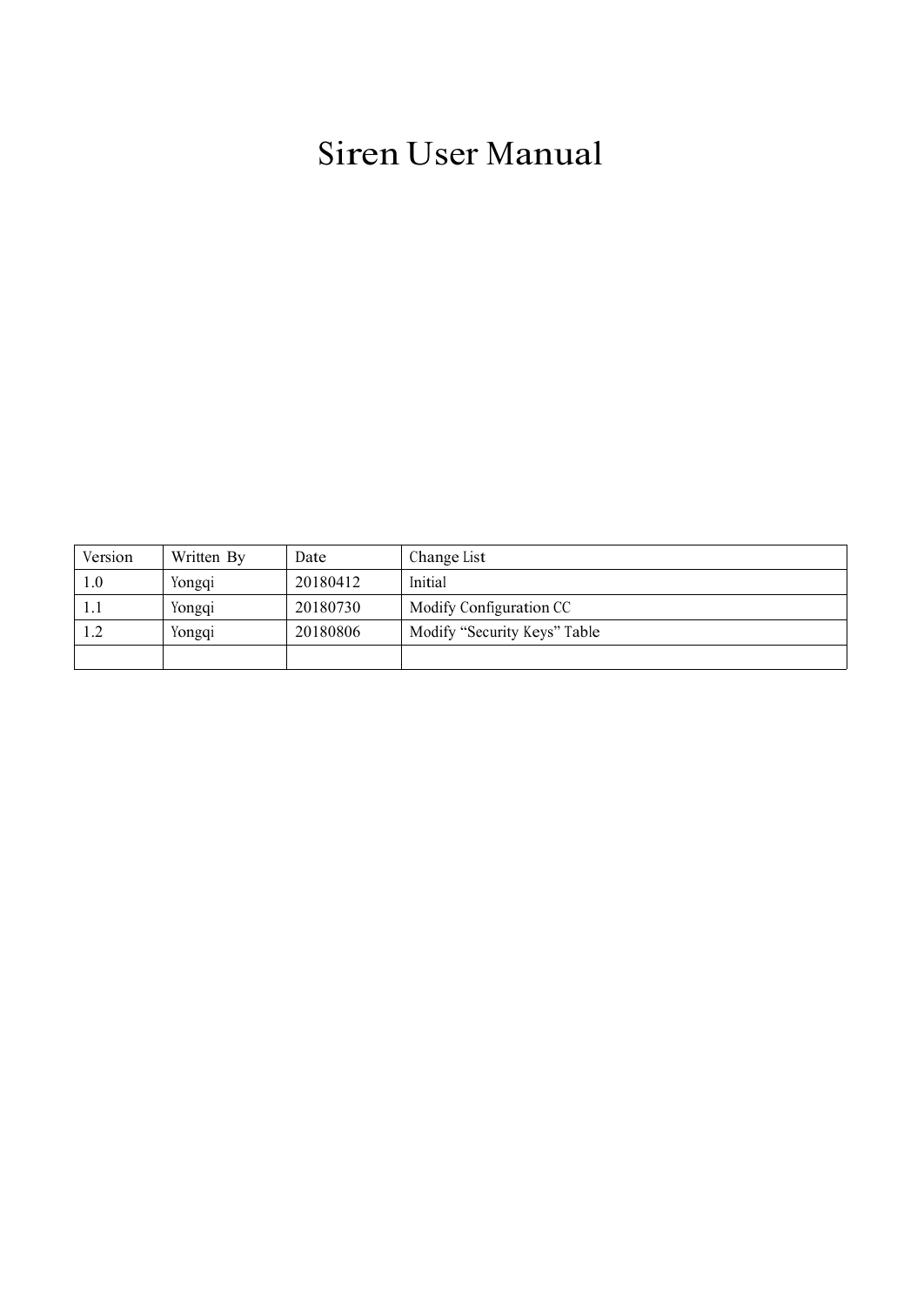# Siren User Manual

| Version | Written By | Date | Change List |
| --- | --- | --- | --- |
| 1.0 | Yongqi | 20180412 | Initial |
| 1.1 | Yongqi | 20180730 | Modify Configuration CC |
| 1.2 | Yongqi | 20180806 | Modify “Security Keys” Table |
| | | | |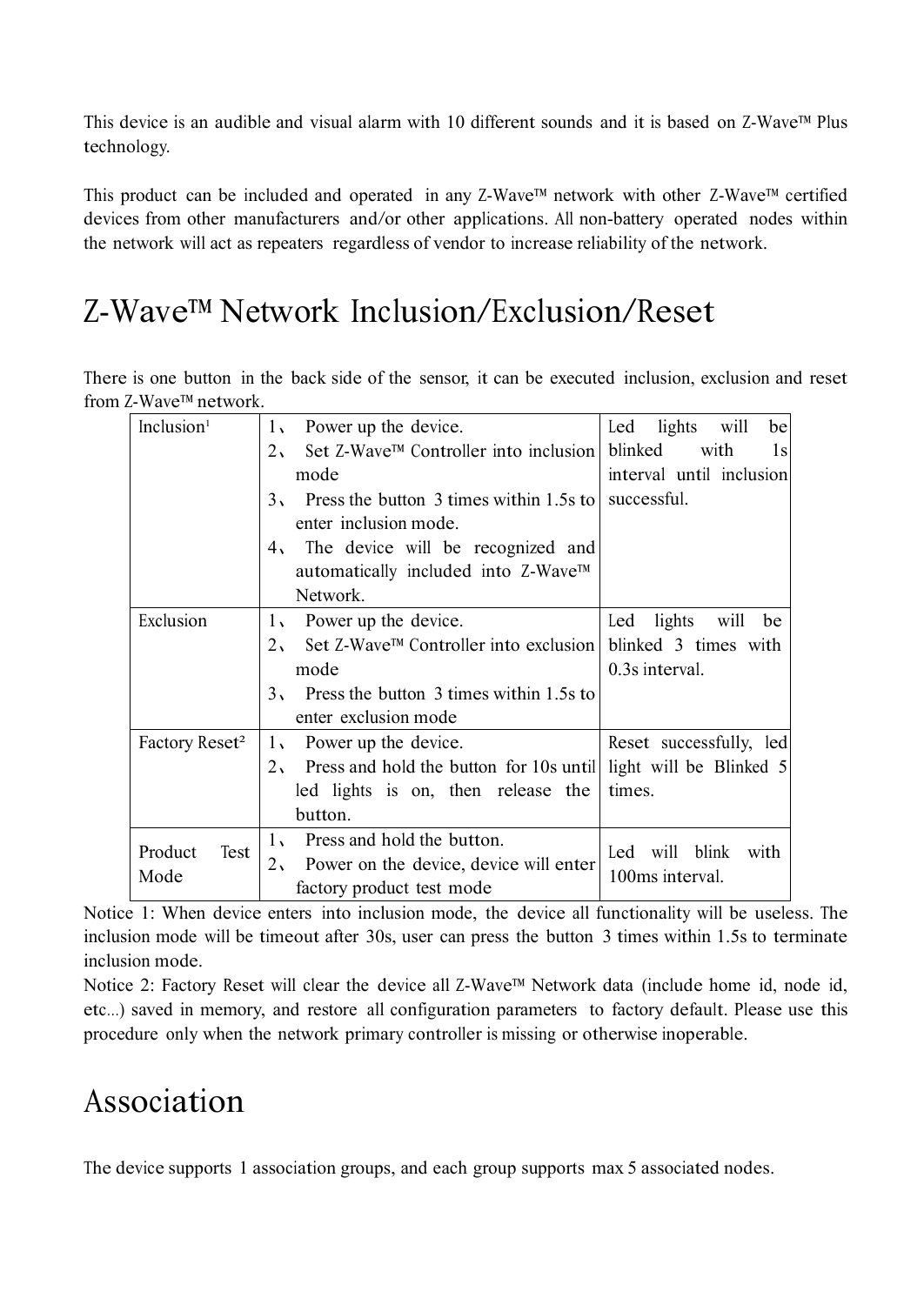This device is an audible and visual alarm with 10 different sounds and it is based on Z-Wave™ Plus technology.

This product can be included and operated in any Z-Wave™ network with other Z-Wave™ certified devices from other manufacturers and/or other applications. All non-battery operated nodes within the network will act as repeaters regardless of vendor to increase reliability of the network.

# Z-Wave™ Network Inclusion/Exclusion/Reset

There is one button in the back side of the sensor, it can be executed inclusion, exclusion and reset from Z-Wave™ network.

| Inclusion[1] | 1、 Power up the device.<br>2、 Set Z-Wave™ Controller into inclusion mode<br>3、 Press the button 3 times within 1.5s to enter inclusion mode.<br>4、 The device will be recognized and automatically included into Z-Wave™ Network. | Led lights will be blinked with 1s interval until inclusion successful. |
|---|---|---|
| Exclusion | 1、 Power up the device.<br>2、 Set Z-Wave™ Controller into exclusion mode<br>3、 Press the button 3 times within 1.5s to enter exclusion mode | Led lights will be blinked 3 times with 0.3s interval. |
| Factory Reset[2] | 1、 Power up the device.<br>2、 Press and hold the button for 10s until led lights is on, then release the button. | Reset successfully, led light will be Blinked 5 times. |
| Product Test Mode | 1、 Press and hold the button.<br>2、 Power on the device, device will enter factory product test mode | Led will blink with 100ms interval. |

Notice 1: When device enters into inclusion mode, the device all functionality will be useless. The inclusion mode will be timeout after 30s, user can press the button 3 times within 1.5s to terminate inclusion mode.

Notice 2: Factory Reset will clear the device all Z-Wave™ Network data (include home id, node id, etc...) saved in memory, and restore all configuration parameters to factory default. Please use this procedure only when the network primary controller is missing or otherwise inoperable.

# Association

The device supports 1 association groups, and each group supports max 5 associated nodes.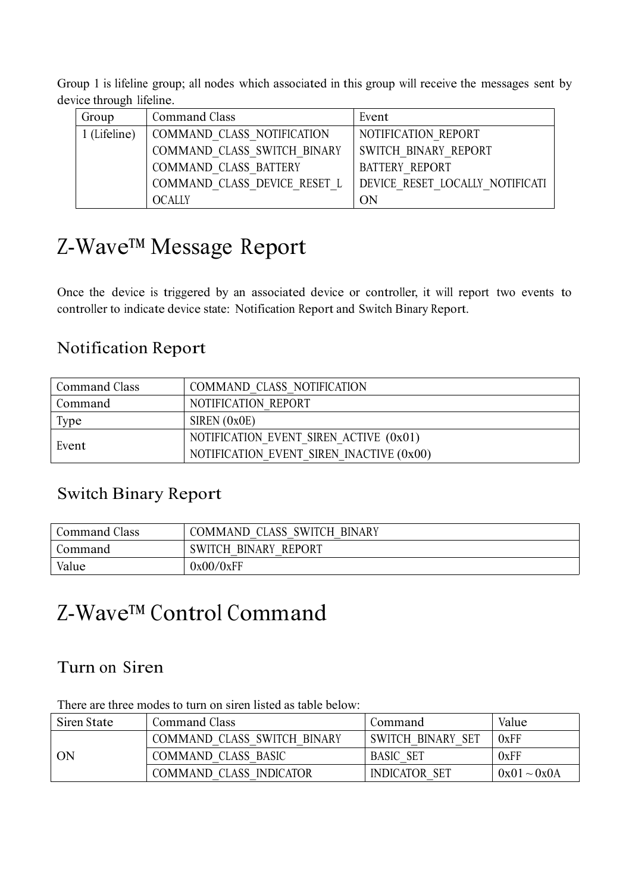Group 1 is lifeline group; all nodes which associated in this group will receive the messages sent by device through lifeline.

| Group | Command Class | Event |
|---|---|---|
| 1 (Lifeline) | COMMAND_CLASS_NOTIFICATION<br>COMMAND_CLASS_SWITCH_BINARY<br>COMMAND_CLASS_BATTERY<br>COMMAND_CLASS_DEVICE_RESET_LOCALLY | NOTIFICATION_REPORT<br>SWITCH_BINARY_REPORT<br>BATTERY_REPORT<br>DEVICE_RESET_LOCALLY_NOTIFICATION |

# Z-Wave™ Message Report

Once the device is triggered by an associated device or controller, it will report two events to controller to indicate device state: Notification Report and Switch Binary Report.

## Notification Report

| Command Class | COMMAND_CLASS_NOTIFICATION |
|---|---|
| Command | NOTIFICATION_REPORT |
| Type | SIREN (0x0E) |
| Event | NOTIFICATION_EVENT_SIREN_ACTIVE (0x01)<br>NOTIFICATION_EVENT_SIREN_INACTIVE (0x00) |

## Switch Binary Report

| Command Class | COMMAND_CLASS_SWITCH_BINARY |
|---|---|
| Command | SWITCH_BINARY_REPORT |
| Value | 0x00/0xFF |

# Z-Wave™ Control Command

## Turn on Siren

There are three modes to turn on siren listed as table below:

| Siren State | Command Class | Command | Value |
|---|---|---|---|
| ON | COMMAND_CLASS_SWITCH_BINARY | SWITCH_BINARY_SET | 0xFF |
| | COMMAND_CLASS_BASIC | BASIC_SET | 0xFF |
| | COMMAND_CLASS_INDICATOR | INDICATOR_SET | 0x01 ~ 0x0A |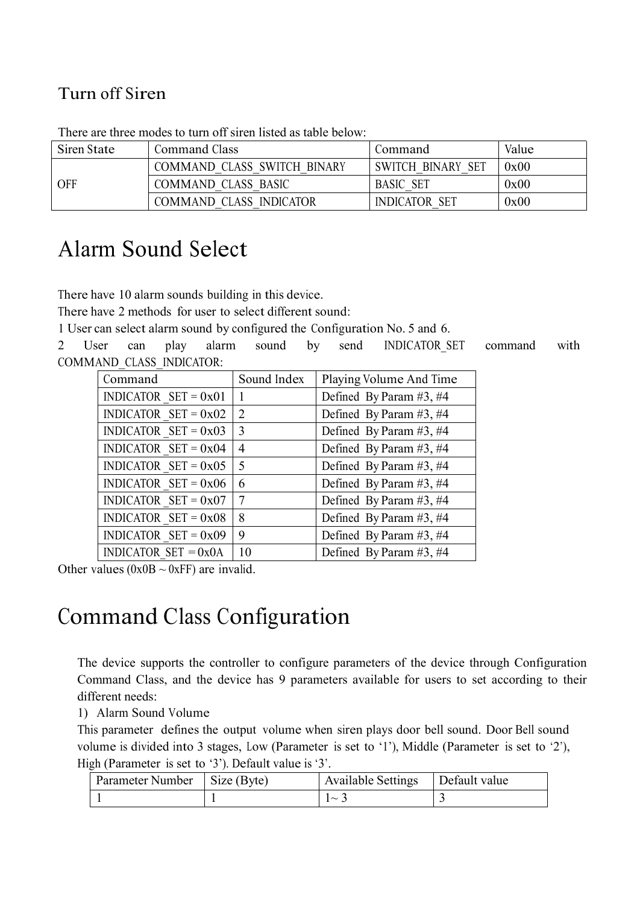### Turn off Siren

There are three modes to turn off siren listed as table below:

| Siren State | Command Class | Command | Value |
|---|---|---|---|
| OFF | COMMAND_CLASS_SWITCH_BINARY | SWITCH_BINARY_SET | 0x00 |
| | COMMAND_CLASS_BASIC | BASIC_SET | 0x00 |
| | COMMAND_CLASS_INDICATOR | INDICATOR_SET | 0x00 |

# Alarm Sound Select

There have 10 alarm sounds building in this device.

There have 2 methods for user to select different sound:

1 User can select alarm sound by configured the Configuration No. 5 and 6.

2 User can play alarm sound by send INDICATOR_SET command with COMMAND_CLASS_INDICATOR:

| Command | Sound Index | Playing Volume And Time |
|---|---|---|
| INDICATOR _SET = 0x01 | 1 | Defined By Param #3, #4 |
| INDICATOR _SET = 0x02 | 2 | Defined By Param #3, #4 |
| INDICATOR _SET = 0x03 | 3 | Defined By Param #3, #4 |
| INDICATOR _SET = 0x04 | 4 | Defined By Param #3, #4 |
| INDICATOR _SET = 0x05 | 5 | Defined By Param #3, #4 |
| INDICATOR _SET = 0x06 | 6 | Defined By Param #3, #4 |
| INDICATOR _SET = 0x07 | 7 | Defined By Param #3, #4 |
| INDICATOR _SET = 0x08 | 8 | Defined By Param #3, #4 |
| INDICATOR _SET = 0x09 | 9 | Defined By Param #3, #4 |
| INDICATOR_SET = 0x0A | 10 | Defined By Param #3, #4 |

Other values (0x0B ~ 0xFF) are invalid.

# Command Class Configuration

The device supports the controller to configure parameters of the device through Configuration Command Class, and the device has 9 parameters available for users to set according to their different needs:

1) Alarm Sound Volume

This parameter defines the output volume when siren plays door bell sound. Door Bell sound volume is divided into 3 stages, Low (Parameter is set to '1'), Middle (Parameter is set to '2'), High (Parameter is set to '3'). Default value is '3'.

| Parameter Number | Size (Byte) | Available Settings | Default value |
|---|---|---|---|
| 1 | 1 | 1~ 3 | 3 |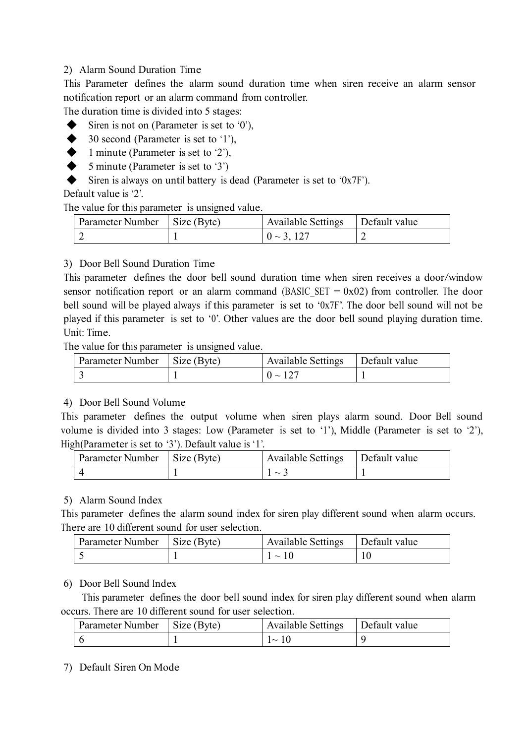2) Alarm Sound Duration Time

This Parameter defines the alarm sound duration time when siren receive an alarm sensor notification report or an alarm command from controller.

The duration time is divided into 5 stages:

- Siren is not on (Parameter is set to '0'),
- 30 second (Parameter is set to '1'),
- 1 minute (Parameter is set to '2'),
- 5 minute (Parameter is set to '3')
- Siren is always on until battery is dead (Parameter is set to '0x7F').

Default value is '2'.

The value for this parameter is unsigned value.

| Parameter Number | Size (Byte) | Available Settings | Default value |
| --- | --- | --- | --- |
| 2 | 1 | 0 ~ 3, 127 | 2 |

3) Door Bell Sound Duration Time

This parameter defines the door bell sound duration time when siren receives a door/window sensor notification report or an alarm command (BASIC_SET = 0x02) from controller. The door bell sound will be played always if this parameter is set to '0x7F'. The door bell sound will not be played if this parameter is set to '0'. Other values are the door bell sound playing duration time. Unit: Time.

The value for this parameter is unsigned value.

| Parameter Number | Size (Byte) | Available Settings | Default value |
| --- | --- | --- | --- |
| 3 | 1 | 0 ~ 127 | 1 |

4) Door Bell Sound Volume

This parameter defines the output volume when siren plays alarm sound. Door Bell sound volume is divided into 3 stages: Low (Parameter is set to '1'), Middle (Parameter is set to '2'), High(Parameter is set to '3'). Default value is '1'.

| Parameter Number | Size (Byte) | Available Settings | Default value |
| --- | --- | --- | --- |
| 4 | 1 | 1 ~ 3 | 1 |

5) Alarm Sound Index

This parameter defines the alarm sound index for siren play different sound when alarm occurs. There are 10 different sound for user selection.

| Parameter Number | Size (Byte) | Available Settings | Default value |
| --- | --- | --- | --- |
| 5 | 1 | 1 ~ 10 | 10 |

6) Door Bell Sound Index

This parameter defines the door bell sound index for siren play different sound when alarm occurs. There are 10 different sound for user selection.

| Parameter Number | Size (Byte) | Available Settings | Default value |
| --- | --- | --- | --- |
| 6 | 1 | 1~ 10 | 9 |

7) Default Siren On Mode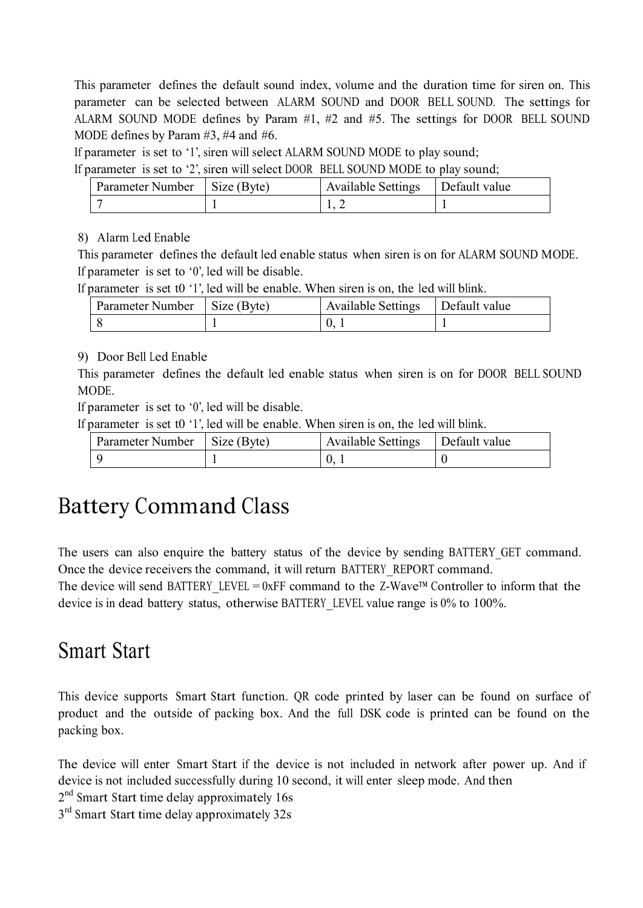This parameter defines the default sound index, volume and the duration time for siren on. This parameter can be selected between ALARM SOUND and DOOR BELL SOUND. The settings for ALARM SOUND MODE defines by Param #1, #2 and #5. The settings for DOOR BELL SOUND MODE defines by Param #3, #4 and #6.

If parameter is set to '1', siren will select ALARM SOUND MODE to play sound;

If parameter is set to '2', siren will select DOOR BELL SOUND MODE to play sound;

| Parameter Number | Size (Byte) | Available Settings | Default value |
|---|---|---|---|
| 7 | 1 | 1, 2 | 1 |

8) Alarm Led Enable

This parameter defines the default led enable status when siren is on for ALARM SOUND MODE.

If parameter is set to '0', led will be disable.

If parameter is set t0 '1', led will be enable. When siren is on, the led will blink.

| Parameter Number | Size (Byte) | Available Settings | Default value |
|---|---|---|---|
| 8 | 1 | 0, 1 | 1 |

9) Door Bell Led Enable

This parameter defines the default led enable status when siren is on for DOOR BELL SOUND MODE.

If parameter is set to '0', led will be disable.

If parameter is set t0 '1', led will be enable. When siren is on, the led will blink.

| Parameter Number | Size (Byte) | Available Settings | Default value |
|---|---|---|---|
| 9 | 1 | 0, 1 | 0 |

# Battery Command Class

The users can also enquire the battery status of the device by sending BATTERY_GET command. Once the device receivers the command, it will return BATTERY_REPORT command.

The device will send BATTERY_LEVEL = 0xFF command to the Z-Wave™ Controller to inform that the device is in dead battery status, otherwise BATTERY_LEVEL value range is 0% to 100%.

# Smart Start

This device supports Smart Start function. QR code printed by laser can be found on surface of product and the outside of packing box. And the full DSK code is printed can be found on the packing box.

The device will enter Smart Start if the device is not included in network after power up. And if device is not included successfully during 10 second, it will enter sleep mode. And then

2nd Smart Start time delay approximately 16s

3rd Smart Start time delay approximately 32s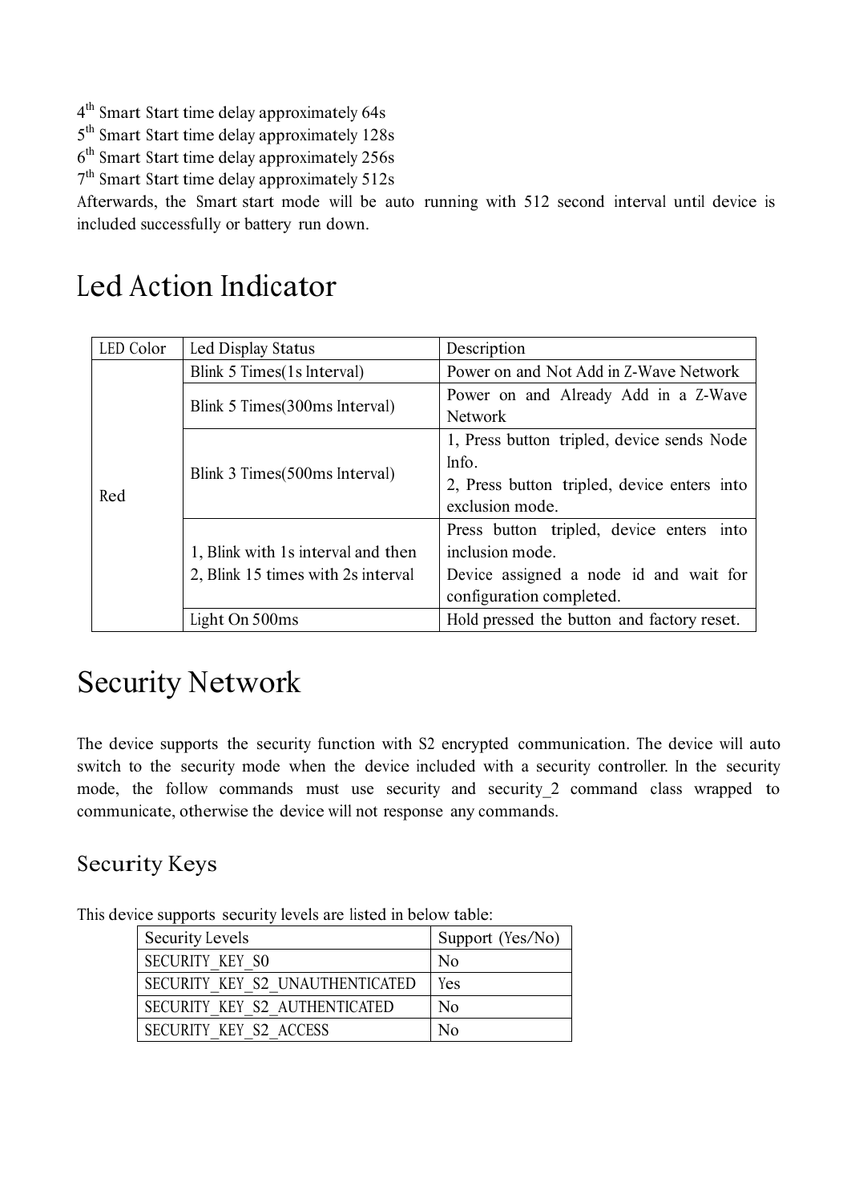4th Smart Start time delay approximately 64s
5th Smart Start time delay approximately 128s
6th Smart Start time delay approximately 256s
7th Smart Start time delay approximately 512s
Afterwards, the Smart start mode will be auto running with 512 second interval until device is included successfully or battery run down.

# Led Action Indicator

| LED Color | Led Display Status | Description |
|---|---|---|
| Red | Blink 5 Times(1s Interval) | Power on and Not Add in Z-Wave Network |
| | Blink 5 Times(300ms Interval) | Power on and Already Add in a Z-Wave Network |
| | Blink 3 Times(500ms Interval) | 1, Press button tripled, device sends Node Info.<br>2, Press button tripled, device enters into exclusion mode. |
| | 1, Blink with 1s interval and then<br>2, Blink 15 times with 2s interval | Press button tripled, device enters into inclusion mode.<br>Device assigned a node id and wait for configuration completed. |
| | Light On 500ms | Hold pressed the button and factory reset. |

# Security Network

The device supports the security function with S2 encrypted communication. The device will auto switch to the security mode when the device included with a security controller. In the security mode, the follow commands must use security and security_2 command class wrapped to communicate, otherwise the device will not response any commands.

## Security Keys

This device supports security levels are listed in below table:

| Security Levels | Support (Yes/No) |
|---|---|
| SECURITY_KEY_S0 | No |
| SECURITY_KEY_S2_UNAUTHENTICATED | Yes |
| SECURITY_KEY_S2_AUTHENTICATED | No |
| SECURITY_KEY_S2_ACCESS | No |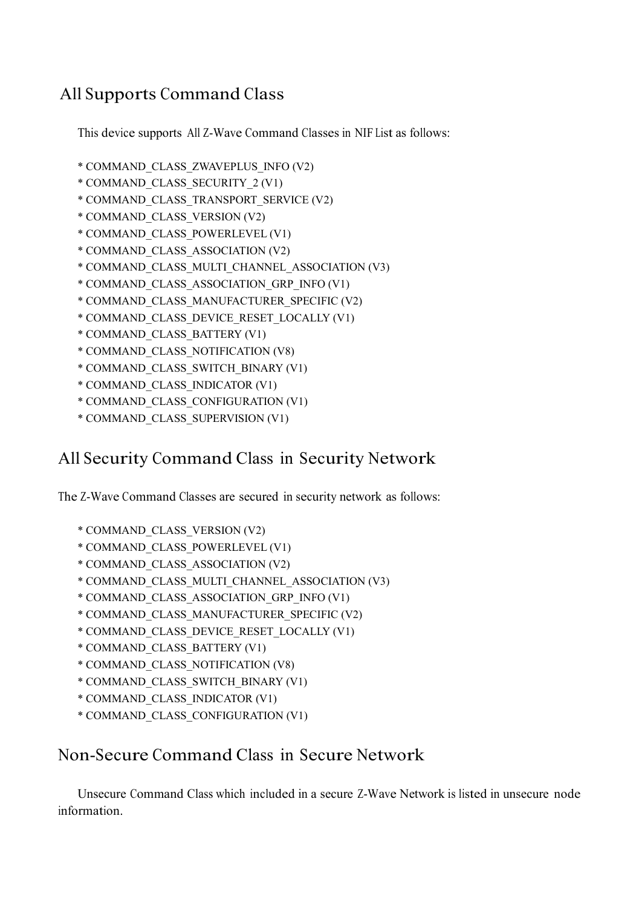## All Supports Command Class

This device supports All Z-Wave Command Classes in NIF List as follows:

* COMMAND_CLASS_ZWAVEPLUS_INFO (V2)
* COMMAND_CLASS_SECURITY_2 (V1)
* COMMAND_CLASS_TRANSPORT_SERVICE (V2)
* COMMAND_CLASS_VERSION (V2)
* COMMAND_CLASS_POWERLEVEL (V1)
* COMMAND_CLASS_ASSOCIATION (V2)
* COMMAND_CLASS_MULTI_CHANNEL_ASSOCIATION (V3)
* COMMAND_CLASS_ASSOCIATION_GRP_INFO (V1)
* COMMAND_CLASS_MANUFACTURER_SPECIFIC (V2)
* COMMAND_CLASS_DEVICE_RESET_LOCALLY (V1)
* COMMAND_CLASS_BATTERY (V1)
* COMMAND_CLASS_NOTIFICATION (V8)
* COMMAND_CLASS_SWITCH_BINARY (V1)
* COMMAND_CLASS_INDICATOR (V1)
* COMMAND_CLASS_CONFIGURATION (V1)
* COMMAND_CLASS_SUPERVISION (V1)

## All Security Command Class in Security Network

The Z-Wave Command Classes are secured in security network as follows:

* COMMAND_CLASS_VERSION (V2)
* COMMAND_CLASS_POWERLEVEL (V1)
* COMMAND_CLASS_ASSOCIATION (V2)
* COMMAND_CLASS_MULTI_CHANNEL_ASSOCIATION (V3)
* COMMAND_CLASS_ASSOCIATION_GRP_INFO (V1)
* COMMAND_CLASS_MANUFACTURER_SPECIFIC (V2)
* COMMAND_CLASS_DEVICE_RESET_LOCALLY (V1)
* COMMAND_CLASS_BATTERY (V1)
* COMMAND_CLASS_NOTIFICATION (V8)
* COMMAND_CLASS_SWITCH_BINARY (V1)
* COMMAND_CLASS_INDICATOR (V1)
* COMMAND_CLASS_CONFIGURATION (V1)

## Non-Secure Command Class in Secure Network

Unsecure Command Class which included in a secure Z-Wave Network is listed in unsecure node information.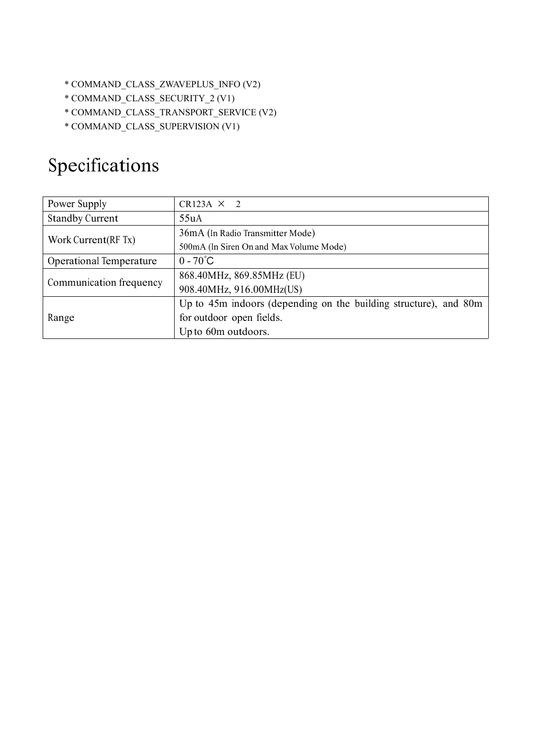* COMMAND_CLASS_ZWAVEPLUS_INFO (V2)
* COMMAND_CLASS_SECURITY_2 (V1)
* COMMAND_CLASS_TRANSPORT_SERVICE (V2)
* COMMAND_CLASS_SUPERVISION (V1)

# Specifications

| | |
|---|---|
| Power Supply | CR123A × 2 |
| Standby Current | 55uA |
| Work Current(RF Tx) | 36mA (In Radio Transmitter Mode)<br>500mA (In Siren On and Max Volume Mode) |
| Operational Temperature | 0 - 70˚C |
| Communication frequency | 868.40MHz, 869.85MHz (EU)<br>908.40MHz, 916.00MHz(US) |
| Range | Up to 45m indoors (depending on the building structure), and 80m for outdoor open fields.<br>Up to 60m outdoors. |